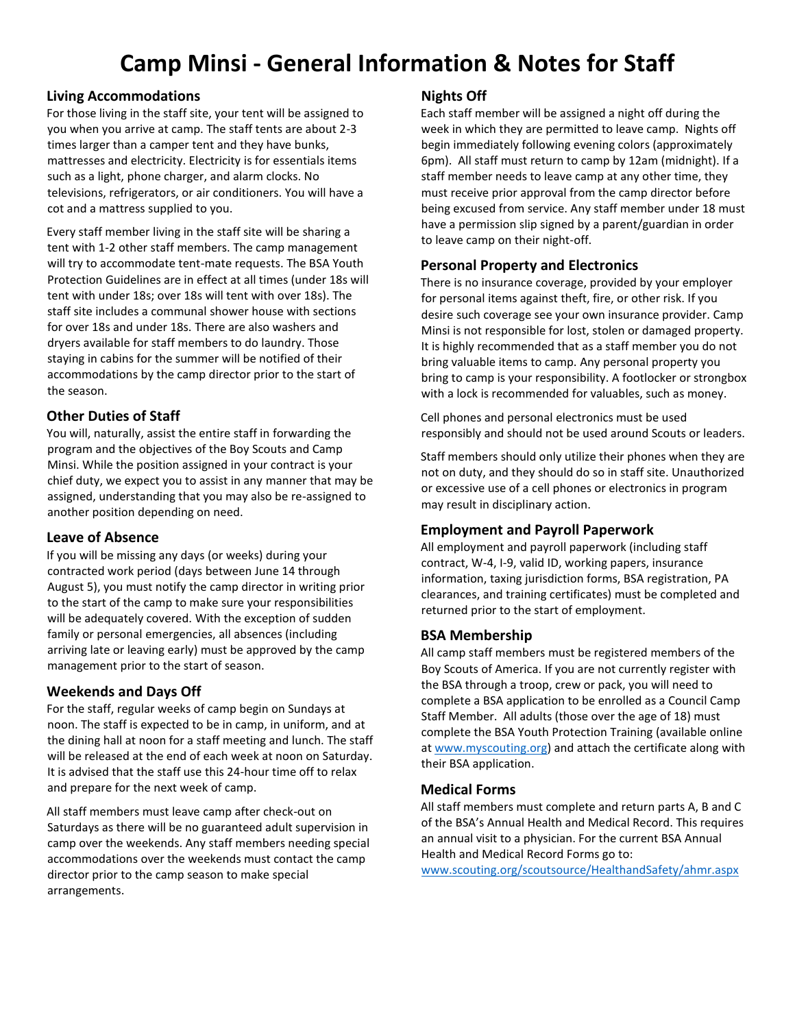# Camp Minsi - General Information & Notes for Staff

## Living Accommodations

For those living in the staff site, your tent will be assigned to you when you arrive at camp. The staff tents are about 2-3 times larger than a camper tent and they have bunks, mattresses and electricity. Electricity is for essentials items such as a light, phone charger, and alarm clocks. No televisions, refrigerators, or air conditioners. You will have a cot and a mattress supplied to you.

Every staff member living in the staff site will be sharing a tent with 1-2 other staff members. The camp management will try to accommodate tent-mate requests. The BSA Youth Protection Guidelines are in effect at all times (under 18s will tent with under 18s; over 18s will tent with over 18s). The staff site includes a communal shower house with sections for over 18s and under 18s. There are also washers and dryers available for staff members to do laundry. Those staying in cabins for the summer will be notified of their accommodations by the camp director prior to the start of the season.

## Other Duties of Staff

You will, naturally, assist the entire staff in forwarding the program and the objectives of the Boy Scouts and Camp Minsi. While the position assigned in your contract is your chief duty, we expect you to assist in any manner that may be assigned, understanding that you may also be re-assigned to another position depending on need.

## Leave of Absence

If you will be missing any days (or weeks) during your contracted work period (days between June 14 through August 5), you must notify the camp director in writing prior to the start of the camp to make sure your responsibilities will be adequately covered. With the exception of sudden family or personal emergencies, all absences (including arriving late or leaving early) must be approved by the camp management prior to the start of season.

## Weekends and Days Off

For the staff, regular weeks of camp begin on Sundays at noon. The staff is expected to be in camp, in uniform, and at the dining hall at noon for a staff meeting and lunch. The staff will be released at the end of each week at noon on Saturday. It is advised that the staff use this 24-hour time off to relax and prepare for the next week of camp.

All staff members must leave camp after check-out on Saturdays as there will be no guaranteed adult supervision in camp over the weekends. Any staff members needing special accommodations over the weekends must contact the camp director prior to the camp season to make special arrangements.

## Nights Off

Each staff member will be assigned a night off during the week in which they are permitted to leave camp. Nights off begin immediately following evening colors (approximately 6pm). All staff must return to camp by 12am (midnight). If a staff member needs to leave camp at any other time, they must receive prior approval from the camp director before being excused from service. Any staff member under 18 must have a permission slip signed by a parent/guardian in order to leave camp on their night-off.

## Personal Property and Electronics

There is no insurance coverage, provided by your employer for personal items against theft, fire, or other risk. If you desire such coverage see your own insurance provider. Camp Minsi is not responsible for lost, stolen or damaged property. It is highly recommended that as a staff member you do not bring valuable items to camp. Any personal property you bring to camp is your responsibility. A footlocker or strongbox with a lock is recommended for valuables, such as money.

Cell phones and personal electronics must be used responsibly and should not be used around Scouts or leaders.

Staff members should only utilize their phones when they are not on duty, and they should do so in staff site. Unauthorized or excessive use of a cell phones or electronics in program may result in disciplinary action.

## Employment and Payroll Paperwork

All employment and payroll paperwork (including staff contract, W-4, I-9, valid ID, working papers, insurance information, taxing jurisdiction forms, BSA registration, PA clearances, and training certificates) must be completed and returned prior to the start of employment.

## BSA Membership

All camp staff members must be registered members of the Boy Scouts of America. If you are not currently register with the BSA through a troop, crew or pack, you will need to complete a BSA application to be enrolled as a Council Camp Staff Member. All adults (those over the age of 18) must complete the BSA Youth Protection Training (available online at www.myscouting.org) and attach the certificate along with their BSA application.

## Medical Forms

All staff members must complete and return parts A, B and C of the BSA's Annual Health and Medical Record. This requires an annual visit to a physician. For the current BSA Annual Health and Medical Record Forms go to: www.scouting.org/scoutsource/HealthandSafety/ahmr.aspx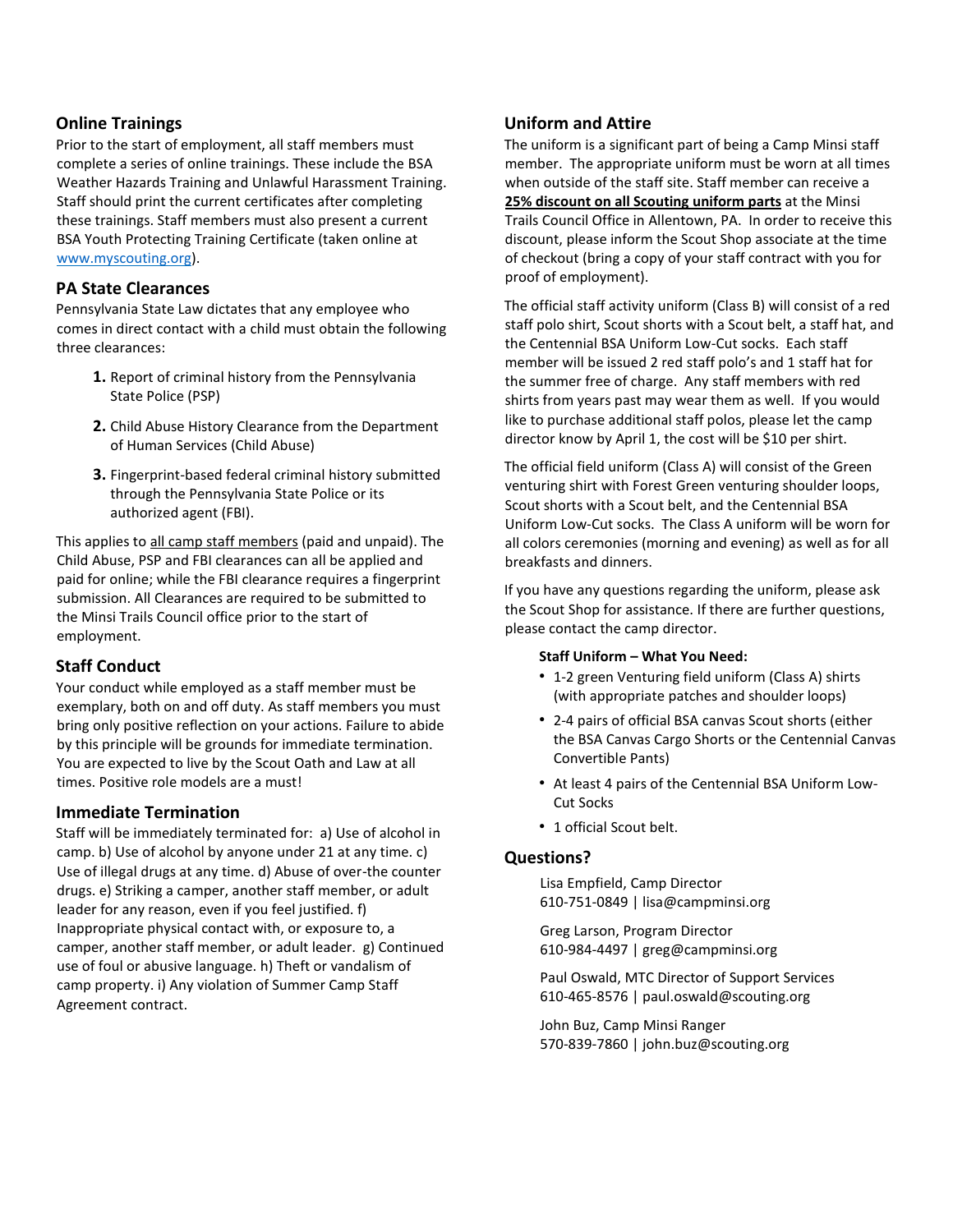## Online Trainings

Prior to the start of employment, all staff members must complete a series of online trainings. These include the BSA Weather Hazards Training and Unlawful Harassment Training. Staff should print the current certificates after completing these trainings. Staff members must also present a current BSA Youth Protecting Training Certificate (taken online at www.myscouting.org).

## PA State Clearances

Pennsylvania State Law dictates that any employee who comes in direct contact with a child must obtain the following three clearances:

1. Report of criminal history from the Pennsylvania State Police (PSP)
2. Child Abuse History Clearance from the Department of Human Services (Child Abuse)
3. Fingerprint-based federal criminal history submitted through the Pennsylvania State Police or its authorized agent (FBI).

This applies to all camp staff members (paid and unpaid). The Child Abuse, PSP and FBI clearances can all be applied and paid for online; while the FBI clearance requires a fingerprint submission. All Clearances are required to be submitted to the Minsi Trails Council office prior to the start of employment.

## Staff Conduct

Your conduct while employed as a staff member must be exemplary, both on and off duty. As staff members you must bring only positive reflection on your actions. Failure to abide by this principle will be grounds for immediate termination. You are expected to live by the Scout Oath and Law at all times. Positive role models are a must!

## Immediate Termination

Staff will be immediately terminated for: a) Use of alcohol in camp. b) Use of alcohol by anyone under 21 at any time. c) Use of illegal drugs at any time. d) Abuse of over-the counter drugs. e) Striking a camper, another staff member, or adult leader for any reason, even if you feel justified. f) Inappropriate physical contact with, or exposure to, a camper, another staff member, or adult leader. g) Continued use of foul or abusive language. h) Theft or vandalism of camp property. i) Any violation of Summer Camp Staff Agreement contract.

## Uniform and Attire

The uniform is a significant part of being a Camp Minsi staff member. The appropriate uniform must be worn at all times when outside of the staff site. Staff member can receive a **25% discount on all Scouting uniform parts** at the Minsi Trails Council Office in Allentown, PA. In order to receive this discount, please inform the Scout Shop associate at the time of checkout (bring a copy of your staff contract with you for proof of employment).

The official staff activity uniform (Class B) will consist of a red staff polo shirt, Scout shorts with a Scout belt, a staff hat, and the Centennial BSA Uniform Low-Cut socks. Each staff member will be issued 2 red staff polo's and 1 staff hat for the summer free of charge. Any staff members with red shirts from years past may wear them as well. If you would like to purchase additional staff polos, please let the camp director know by April 1, the cost will be $10 per shirt.

The official field uniform (Class A) will consist of the Green venturing shirt with Forest Green venturing shoulder loops, Scout shorts with a Scout belt, and the Centennial BSA Uniform Low-Cut socks. The Class A uniform will be worn for all colors ceremonies (morning and evening) as well as for all breakfasts and dinners.

If you have any questions regarding the uniform, please ask the Scout Shop for assistance. If there are further questions, please contact the camp director.

**Staff Uniform – What You Need:**

- 1-2 green Venturing field uniform (Class A) shirts (with appropriate patches and shoulder loops)
- 2-4 pairs of official BSA canvas Scout shorts (either the BSA Canvas Cargo Shorts or the Centennial Canvas Convertible Pants)
- At least 4 pairs of the Centennial BSA Uniform Low-Cut Socks
- 1 official Scout belt.

## Questions?

Lisa Empfield, Camp Director
610-751-0849 | lisa@campminsi.org

Greg Larson, Program Director
610-984-4497 | greg@campminsi.org

Paul Oswald, MTC Director of Support Services
610-465-8576 | paul.oswald@scouting.org

John Buz, Camp Minsi Ranger
570-839-7860 | john.buz@scouting.org